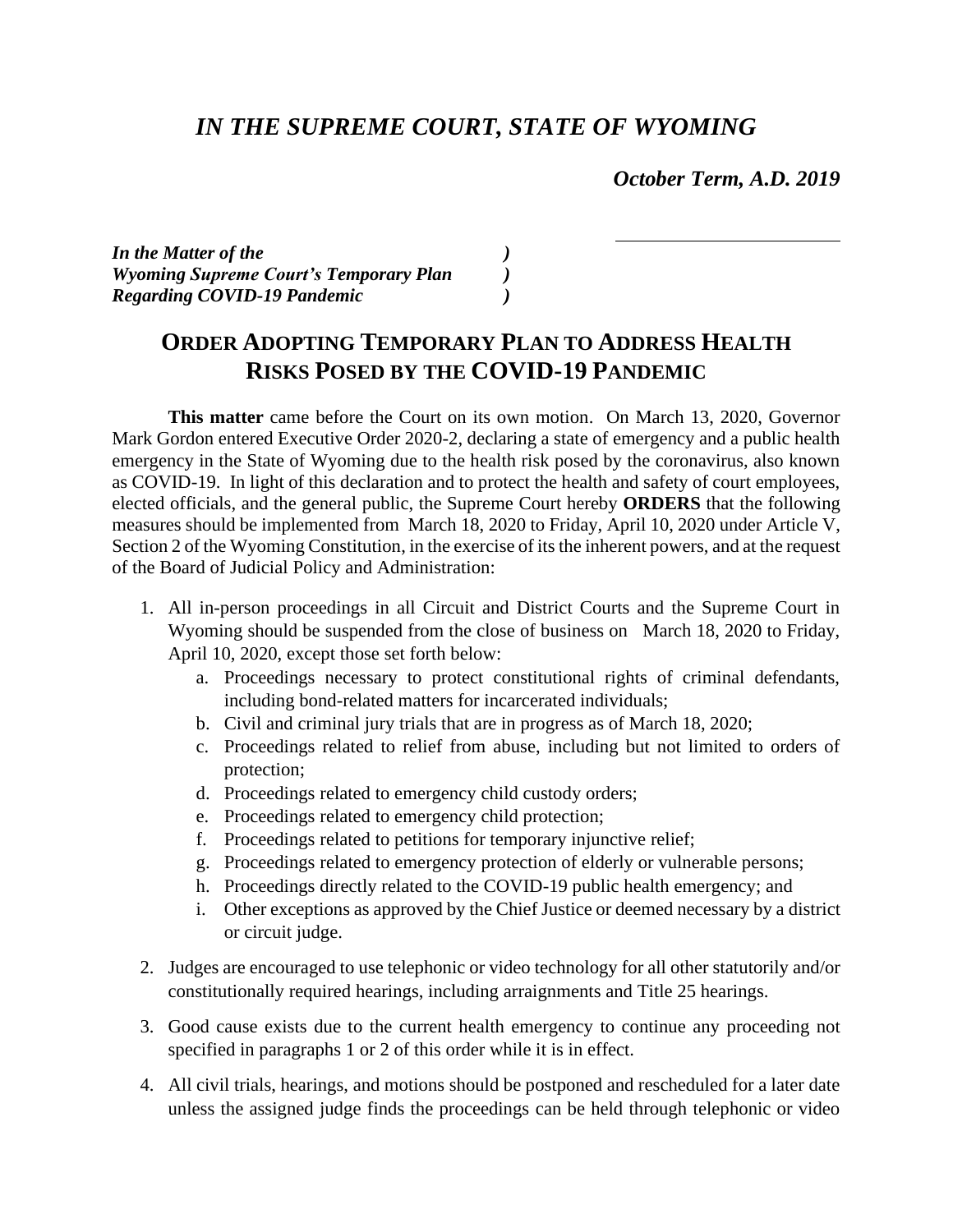# *IN THE SUPREME COURT, STATE OF WYOMING*

***October Term, A.D. 2019***

***In the Matter of the*** )
***Wyoming Supreme Court's Temporary Plan*** )
***Regarding COVID-19 Pandemic*** )

## ORDER ADOPTING TEMPORARY PLAN TO ADDRESS HEALTH RISKS POSED BY THE COVID-19 PANDEMIC

**This matter** came before the Court on its own motion. On March 13, 2020, Governor Mark Gordon entered Executive Order 2020-2, declaring a state of emergency and a public health emergency in the State of Wyoming due to the health risk posed by the coronavirus, also known as COVID-19. In light of this declaration and to protect the health and safety of court employees, elected officials, and the general public, the Supreme Court hereby **ORDERS** that the following measures should be implemented from March 18, 2020 to Friday, April 10, 2020 under Article V, Section 2 of the Wyoming Constitution, in the exercise of its the inherent powers, and at the request of the Board of Judicial Policy and Administration:

1. All in-person proceedings in all Circuit and District Courts and the Supreme Court in Wyoming should be suspended from the close of business on March 18, 2020 to Friday, April 10, 2020, except those set forth below:
    a. Proceedings necessary to protect constitutional rights of criminal defendants, including bond-related matters for incarcerated individuals;
    b. Civil and criminal jury trials that are in progress as of March 18, 2020;
    c. Proceedings related to relief from abuse, including but not limited to orders of protection;
    d. Proceedings related to emergency child custody orders;
    e. Proceedings related to emergency child protection;
    f. Proceedings related to petitions for temporary injunctive relief;
    g. Proceedings related to emergency protection of elderly or vulnerable persons;
    h. Proceedings directly related to the COVID-19 public health emergency; and
    i. Other exceptions as approved by the Chief Justice or deemed necessary by a district or circuit judge.

2. Judges are encouraged to use telephonic or video technology for all other statutorily and/or constitutionally required hearings, including arraignments and Title 25 hearings.

3. Good cause exists due to the current health emergency to continue any proceeding not specified in paragraphs 1 or 2 of this order while it is in effect.

4. All civil trials, hearings, and motions should be postponed and rescheduled for a later date unless the assigned judge finds the proceedings can be held through telephonic or video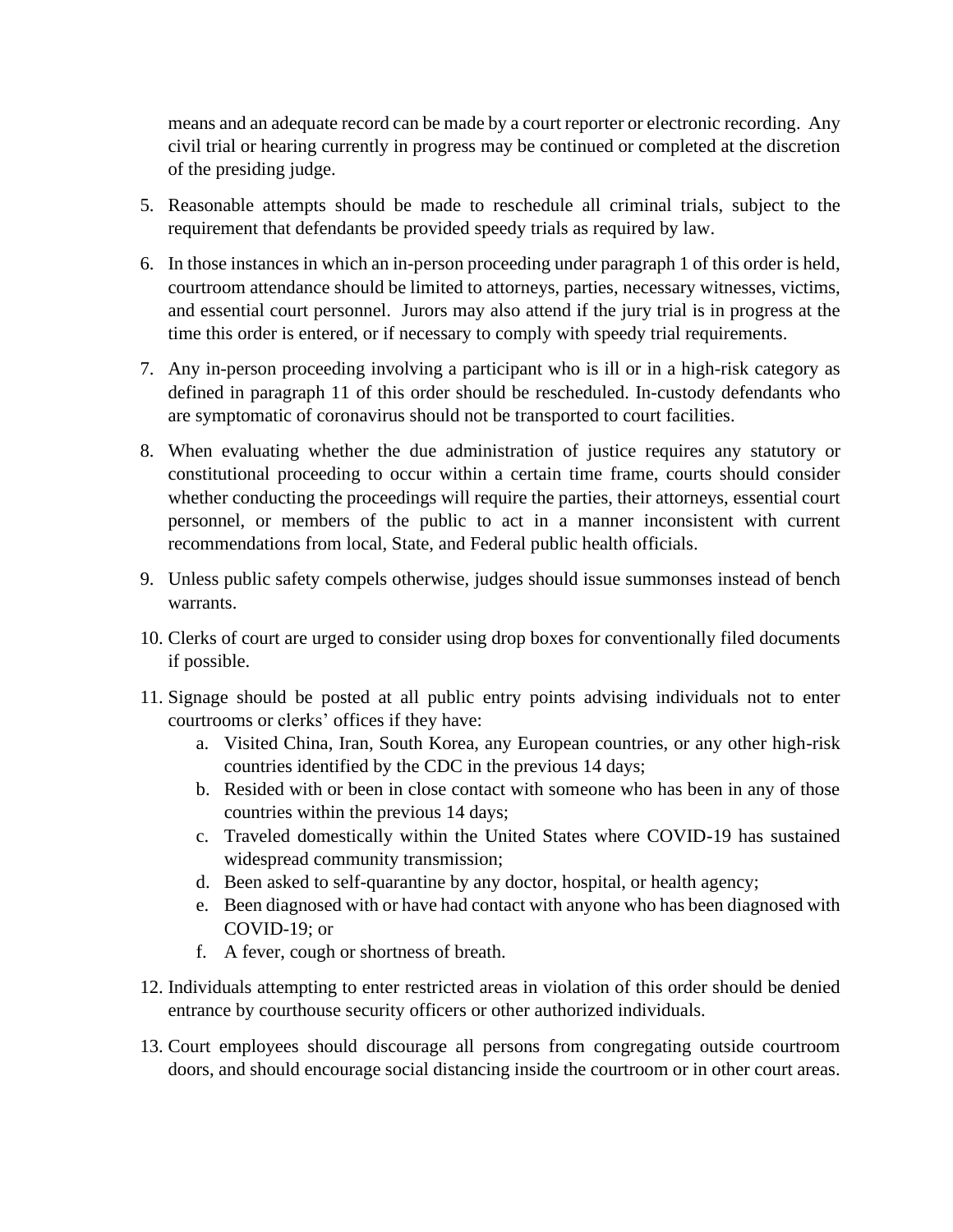means and an adequate record can be made by a court reporter or electronic recording. Any civil trial or hearing currently in progress may be continued or completed at the discretion of the presiding judge.

5. Reasonable attempts should be made to reschedule all criminal trials, subject to the requirement that defendants be provided speedy trials as required by law.

6. In those instances in which an in-person proceeding under paragraph 1 of this order is held, courtroom attendance should be limited to attorneys, parties, necessary witnesses, victims, and essential court personnel. Jurors may also attend if the jury trial is in progress at the time this order is entered, or if necessary to comply with speedy trial requirements.

7. Any in-person proceeding involving a participant who is ill or in a high-risk category as defined in paragraph 11 of this order should be rescheduled. In-custody defendants who are symptomatic of coronavirus should not be transported to court facilities.

8. When evaluating whether the due administration of justice requires any statutory or constitutional proceeding to occur within a certain time frame, courts should consider whether conducting the proceedings will require the parties, their attorneys, essential court personnel, or members of the public to act in a manner inconsistent with current recommendations from local, State, and Federal public health officials.

9. Unless public safety compels otherwise, judges should issue summonses instead of bench warrants.

10. Clerks of court are urged to consider using drop boxes for conventionally filed documents if possible.

11. Signage should be posted at all public entry points advising individuals not to enter courtrooms or clerks' offices if they have:
    a. Visited China, Iran, South Korea, any European countries, or any other high-risk countries identified by the CDC in the previous 14 days;
    b. Resided with or been in close contact with someone who has been in any of those countries within the previous 14 days;
    c. Traveled domestically within the United States where COVID-19 has sustained widespread community transmission;
    d. Been asked to self-quarantine by any doctor, hospital, or health agency;
    e. Been diagnosed with or have had contact with anyone who has been diagnosed with COVID-19; or
    f. A fever, cough or shortness of breath.

12. Individuals attempting to enter restricted areas in violation of this order should be denied entrance by courthouse security officers or other authorized individuals.

13. Court employees should discourage all persons from congregating outside courtroom doors, and should encourage social distancing inside the courtroom or in other court areas.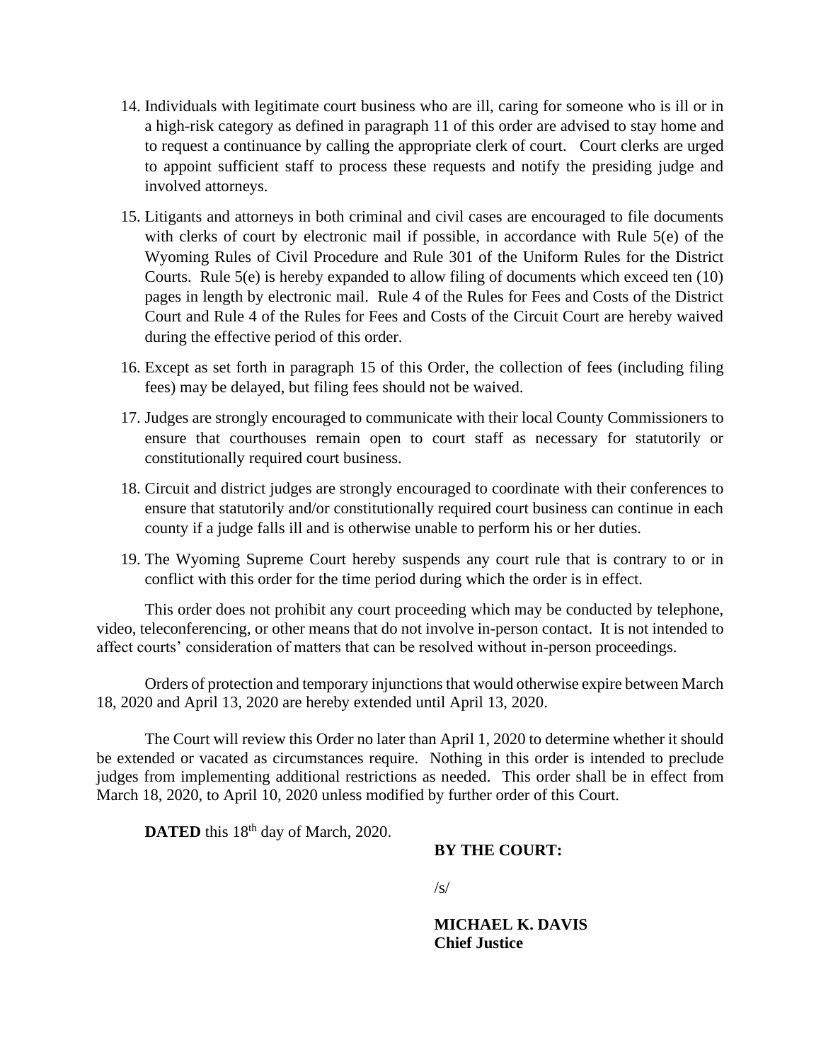14. Individuals with legitimate court business who are ill, caring for someone who is ill or in a high-risk category as defined in paragraph 11 of this order are advised to stay home and to request a continuance by calling the appropriate clerk of court. Court clerks are urged to appoint sufficient staff to process these requests and notify the presiding judge and involved attorneys.

15. Litigants and attorneys in both criminal and civil cases are encouraged to file documents with clerks of court by electronic mail if possible, in accordance with Rule 5(e) of the Wyoming Rules of Civil Procedure and Rule 301 of the Uniform Rules for the District Courts. Rule 5(e) is hereby expanded to allow filing of documents which exceed ten (10) pages in length by electronic mail. Rule 4 of the Rules for Fees and Costs of the District Court and Rule 4 of the Rules for Fees and Costs of the Circuit Court are hereby waived during the effective period of this order.

16. Except as set forth in paragraph 15 of this Order, the collection of fees (including filing fees) may be delayed, but filing fees should not be waived.

17. Judges are strongly encouraged to communicate with their local County Commissioners to ensure that courthouses remain open to court staff as necessary for statutorily or constitutionally required court business.

18. Circuit and district judges are strongly encouraged to coordinate with their conferences to ensure that statutorily and/or constitutionally required court business can continue in each county if a judge falls ill and is otherwise unable to perform his or her duties.

19. The Wyoming Supreme Court hereby suspends any court rule that is contrary to or in conflict with this order for the time period during which the order is in effect.

This order does not prohibit any court proceeding which may be conducted by telephone, video, teleconferencing, or other means that do not involve in-person contact. It is not intended to affect courts' consideration of matters that can be resolved without in-person proceedings.

Orders of protection and temporary injunctions that would otherwise expire between March 18, 2020 and April 13, 2020 are hereby extended until April 13, 2020.

The Court will review this Order no later than April 1, 2020 to determine whether it should be extended or vacated as circumstances require. Nothing in this order is intended to preclude judges from implementing additional restrictions as needed. This order shall be in effect from March 18, 2020, to April 10, 2020 unless modified by further order of this Court.

**DATED** this 18th day of March, 2020.

**BY THE COURT:**

/s/

**MICHAEL K. DAVIS**
**Chief Justice**